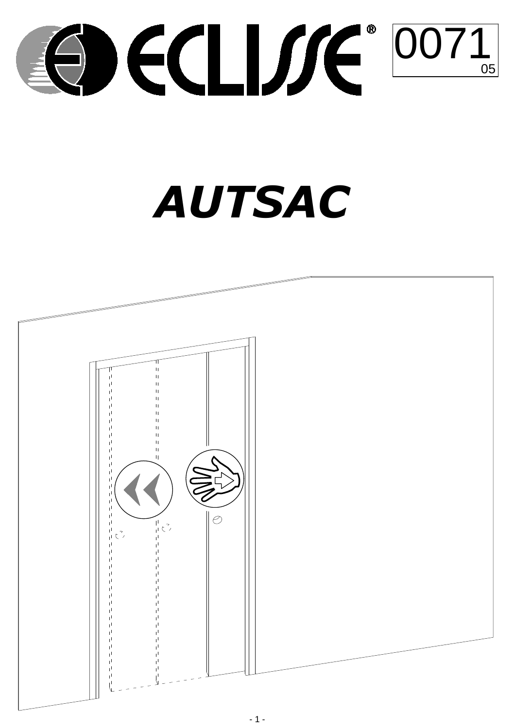ECLISSE®

0071
05

# AUTSAC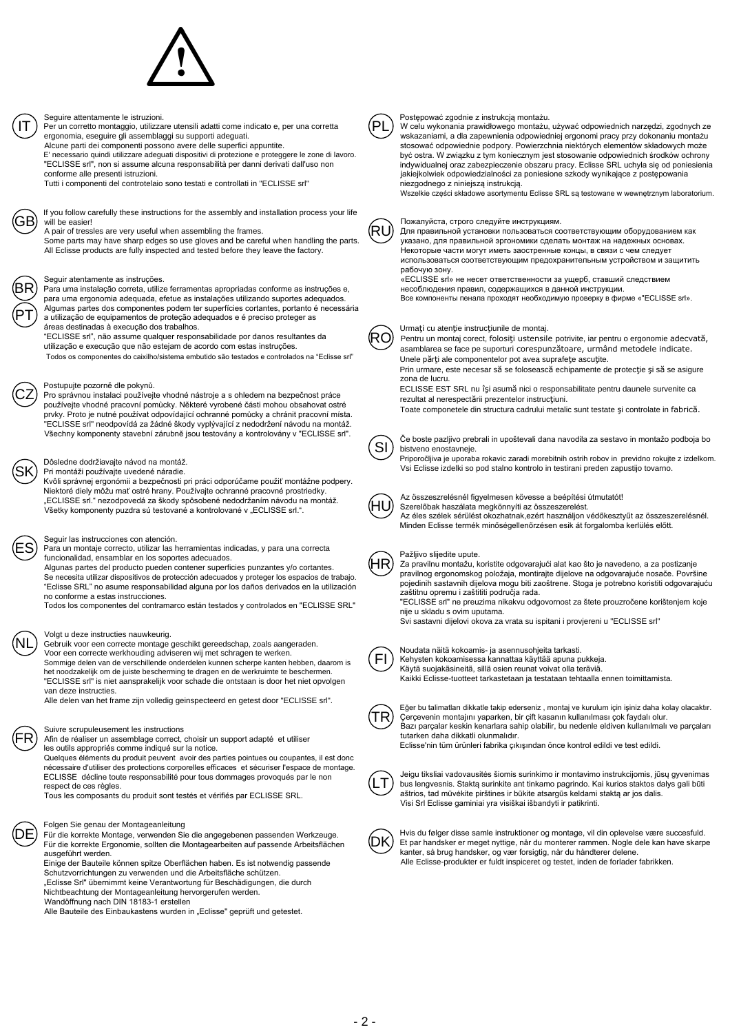## IT

Seguire attentamente le istruzioni.
Per un corretto montaggio, utilizzare utensili adatti come indicato e, per una corretta ergonomia, eseguire gli assemblaggi su supporti adeguati.
Alcune parti dei componenti possono avere delle superfici appuntite.
E' necessario quindi utilizzare adeguati dispositivi di protezione e proteggere le zone di lavoro.
"ECLISSE srl", non si assume alcuna responsabilità per danni derivati dall'uso non conforme alle presenti istruzioni.
Tutti i componenti del controtelaio sono testati e controllati in "ECLISSE srl"

## GB

If you follow carefully these instructions for the assembly and installation process your life will be easier!
A pair of tressles are very useful when assembling the frames.
Some parts may have sharp edges so use gloves and be careful when handling the parts.
All Eclisse products are fully inspected and tested before they leave the factory.

## BR / PT

Seguir atentamente as instruções.
Para uma instalação correta, utilize ferramentas apropriadas conforme as instruções e, para uma ergonomia adequada, efetue as instalações utilizando suportes adequados.
Algumas partes dos componentes podem ter superfícies cortantes, portanto é necessária a utilização de equipamentos de proteção adequados e é preciso proteger as áreas destinadas à execução dos trabalhos.
"ECLISSE srl", não assume qualquer responsabilidade por danos resultantes da utilização e execução que não estejam de acordo com estas instruções.
Todos os componentes do caixilho/sistema embutido são testados e controlados na "Eclisse srl"

## CZ

Postupujte pozorně dle pokynů.
Pro správnou instalaci používejte vhodné nástroje a s ohledem na bezpečnost práce používejte vhodné pracovní pomůcky. Některé vyrobené části mohou obsahovat ostré prvky. Proto je nutné používat odpovídající ochranné pomůcky a chránit pracovní místa.
"ECLISSE srl" neodpovídá za žádné škody vyplývající z nedodržení návodu na montáž.
Všechny komponenty stavební zárubně jsou testovány a kontrolovány v "ECLISSE srl".

## SK

Dôsledne dodržiavajte návod na montáž.
Pri montáži používajte uvedené náradie.
Kvôli správnej ergonómii a bezpečnosti pri práci odporúčame použiť montážne podpery.
Niektoré diely môžu mať ostré hrany. Používajte ochranné pracovné prostriedky.
„ECLISSE srl." nezodpovedá za škody spôsobené nedodržaním návodu na montáž.
Všetky komponenty puzdra sú testované a kontrolované v „ECLISSE srl.".

## ES

Seguir las instrucciones con atención.
Para un montaje correcto, utilizar las herramientas indicadas, y para una correcta funcionalidad, ensamblar en los soportes adecuados.
Algunas partes del producto pueden contener superficies punzantes y/o cortantes.
Se necesita utilizar dispositivos de protección adecuados y proteger los espacios de trabajo.
"Eclisse SRL" no asume responsabilidad alguna por los daños derivados en la utilización no conforme a estas instrucciones.
Todos los componentes del contramarco están testados y controlados en "ECLISSE SRL"

## NL

Volgt u deze instructies nauwkeurig.
Gebruik voor een correcte montage geschikt gereedschap, zoals aangeraden.
Voor een correcte werkhouding adviseren wij met schragen te werken.
Sommige delen van de verschillende onderdelen kunnen scherpe kanten hebben, daarom is het noodzakelijk om de juiste bescherming te dragen en de werkruimte te beschermen.
"ECLISSE srl" is niet aansprakelijk voor schade die ontstaan is door het niet opvolgen van deze instructies.
Alle delen van het frame zijn volledig geinspecteerd en getest door "ECLISSE srl".

## FR

Suivre scrupuleusement les instructions
Afin de réaliser un assemblage correct, choisir un support adapté et utiliser les outils appropriés comme indiqué sur la notice.
Quelques éléments du produit peuvent avoir des parties pointues ou coupantes, il est donc nécessaire d'utiliser des protections corporelles efficaces et sécuriser l'espace de montage.
ECLISSE décline toute responsabilité pour tous dommages provoqués par le non respect de ces règles.
Tous les composants du produit sont testés et vérifiés par ECLISSE SRL.

## DE

Folgen Sie genau der Montageanleitung
Für die korrekte Montage, verwenden Sie die angegebenen passenden Werkzeuge.
Für die korrekte Ergonomie, sollten die Montagearbeiten auf passende Arbeitsflächen ausgeführt werden.
Einige der Bauteile können spitze Oberflächen haben. Es ist notwendig passende Schutzvorrichtungen zu verwenden und die Arbeitsfläche schützen.
„Eclisse Srl" übernimmt keine Verantwortung für Beschädigungen, die durch Nichtbeachtung der Montageanleitung hervorgerufen werden.
Wandöffnung nach DIN 18183-1 erstellen
Alle Bauteile des Einbaukastens wurden in „Eclisse" geprüft und getestet.

## PL

Postępować zgodnie z instrukcją montażu.
W celu wykonania prawidłowego montażu, używać odpowiednich narzędzi, zgodnych ze wskazaniami, a dla zapewnienia odpowiedniej ergonomi pracy przy dokonaniu montażu stosować odpowiednie podpory. Powierzchnia niektórych elementów składowych może być ostra. W związku z tym koniecznym jest stosowanie odpowiednich środków ochrony indywidualnej oraz zabezpieczenie obszaru pracy. Eclisse SRL uchyla się od poniesienia jakiejkolwiek odpowiedzialności za poniesione szkody wynikające z postępowania niezgodnego z niniejszą instrukcją.
Wszelkie części składowe asortymentu Eclisse SRL są testowane w wewnętrznym laboratorium.

## RU

Пожалуйста, строго следуйте инструкциям.
Для правильной установки пользоваться соответствующим оборудованием как указано, для правильной эргономики сделать монтаж на надежных основах.
Некоторые части могут иметь заостренные концы, в связи с чем следует использоваться соответствующим предохранительным устройством и защитить рабочую зону.
«ECLISSE srl» не несет ответственности за ущерб, ставший следствием несоблюдения правил, содержащихся в данной инструкции.
Все компоненты пенала проходят необходимую проверку в фирме «"ECLISSE srl».

## RO

Urmaţi cu atenţie instrucţiunile de montaj.
Pentru un montaj corect, folosiţi ustensile potrivite, iar pentru o ergonomie adecvată, asamblarea se face pe suporturi corespunzătoare, urmând metodele indicate.
Unele părţi ale componentelor pot avea suprafeţe ascuţite.
Prin urmare, este necesar să se folosească echipamente de protecţie şi să se asigure zona de lucru.
ECLISSE EST SRL nu îşi asumă nici o responsabilitate pentru daunele survenite ca rezultat al nerespectării prezentelor instrucţiuni.
Toate componetele din structura cadrului metalic sunt testate şi controlate in fabrică.

## SI

Če boste pazljivo prebrali in upoštevali dana navodila za sestavo in montažo podboja bo bistveno enostavneje.
Priporočljiva je uporaba rokavic zaradi morebitnih ostrih robov in previdno rokujte z izdelkom.
Vsi Eclisse izdelki so pod stalno kontrolo in testirani preden zapustijo tovarno.

## HU

Az összeszerelésnél figyelmesen kövesse a beépítési útmutatót!
Szerelőbak használata megkönnyíti az összeszerelést.
Az éles szélek sérülést okozhatnak,ezért használjon védőkesztyűt az összeszerelésnél.
Minden Eclisse termék minőségellenőrzésen esik át forgalomba kerlülés előtt.

## HR

Pažljivo slijedite upute.
Za pravilnu montažu, koristite odgovarajući alat kao što je navedeno, a za postizanje pravilnog ergonomskog položaja, montirajte dijelove na odgovarajuće nosače. Površine pojedinih sastavnih dijelova mogu biti zaoštrene. Stoga je potrebno koristiti odgovarajuću zaštitnu opremu i zaštititi područja rada.
"ECLISSE srl" ne preuzima nikakvu odgovornost za štete prouzročene korištenjem koje nije u skladu s ovim uputama.
Svi sastavni dijelovi okova za vrata su ispitani i provjereni u "ECLISSE srl"

## FI

Noudata näitä kokoamis- ja asennusohjeita tarkasti.
Kehysten kokoamisessa kannattaa käyttää apuna pukkeja.
Käytä suojakäsineitä, sillä osien reunat voivat olla teräviä.
Kaikki Eclisse-tuotteet tarkastetaan ja testataan tehtaalla ennen toimittamista.

## TR

Eğer bu talimatları dikkatle takip ederseniz , montaj ve kurulum için işiniz daha kolay olacaktır.
Çerçevenin montajını yaparken, bir çift kasanın kullanılması çok faydalı olur.
Bazı parçalar keskin kenarlara sahip olabilir, bu nedenle eldiven kullanılmalı ve parçaları tutarken daha dikkatli olunmalıdır.
Eclisse'nin tüm ürünleri fabrika çıkışından önce kontrol edildi ve test edildi.

## LT

Jeigu tiksliai vadovausitės šiomis surinkimo ir montavimo instrukcijomis, jūsų gyvenimas bus lengvesnis. Staktą surinkite ant tinkamo pagrindo. Kai kurios staktos dalys gali būti aštrios, tad mūvėkite pirštines ir būkite atsargūs keldami staktą ar jos dalis.
Visi Srl Eclisse gaminiai yra visiškai išbandyti ir patikrinti.

## DK

Hvis du følger disse samle instruktioner og montage, vil din oplevelse være succesfuld.
Et par handsker er meget nyttige, når du monterer rammen. Nogle dele kan have skarpe kanter, så brug handsker, og vær forsigtig, når du håndterer delene.
Alle Eclisse-produkter er fuldt inspiceret og testet, inden de forlader fabrikken.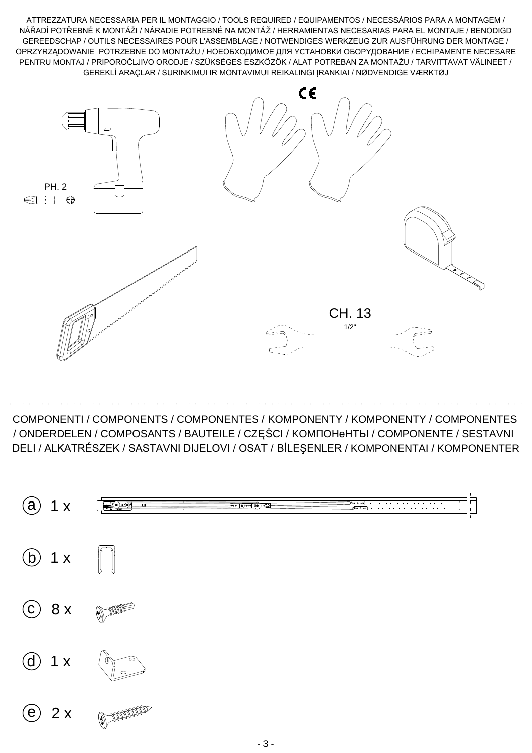ATTREZZATURA NECESSARIA PER IL MONTAGGIO / TOOLS REQUIRED / EQUIPAMENTOS / NECESSÁRIOS PARA A MONTAGEM / NÁŘADÍ POTŘEBNÉ K MONTÁŽI / NÁRADIE POTREBNÉ NA MONTÁŽ / HERRAMIENTAS NECESARIAS PARA EL MONTAJE / BENODIGD GEREEDSCHAP / OUTILS NECESSAIRES POUR L'ASSEMBLAGE / NOTWENDIGES WERKZEUG ZUR AUSFÜHRUNG DER MONTAGE / OPRZYRZĄDOWANIE POTRZEBNE DO MONTAŻU / НОЕОБХОДИМОЕ ДЛЯ УСТАНОВКИ ОБОРУДОВАНИЕ / ECHIPAMENTE NECESARE PENTRU MONTAJ / PRIPOROČLJIVO ORODJE / SZÜKSÉGES ESZKÖZÖK / ALAT POTREBAN ZA MONTAŽU / TARVITTAVAT VÄLINEET / GEREKLİ ARAÇLAR / SURINKIMUI IR MONTAVIMUI REIKALINGI ĮRANKIAI / NØDVENDIGE VÆRKTØJ

CE

PH. 2

CH. 13

1/2"

COMPONENTI / COMPONENTS / COMPONENTES / KOMPONENTY / KOMPONENTY / COMPONENTES / ONDERDELEN / COMPOSANTS / BAUTEILE / CZĘŚCI / КОМПОНеНТЫ / COMPONENTE / SESTAVNI DELI / ALKATRÉSZEK / SASTAVNI DIJELOVI / OSAT / BİLEŞENLER / KOMPONENTAI / KOMPONENTER

- (a) 1 x
- (b) 1 x
- (c) 8 x
- (d) 1 x
- (e) 2 x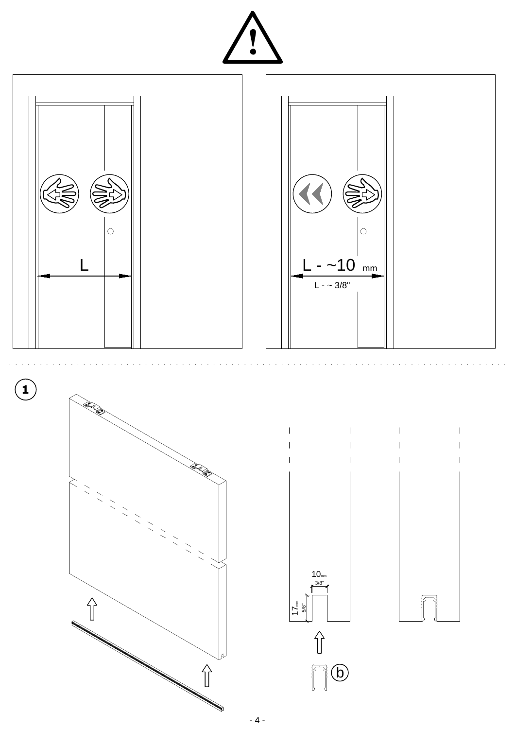L

L - ~10 mm

L - ~ 3/8"

**1**

10mm
3/8"

17mm
5/8"

b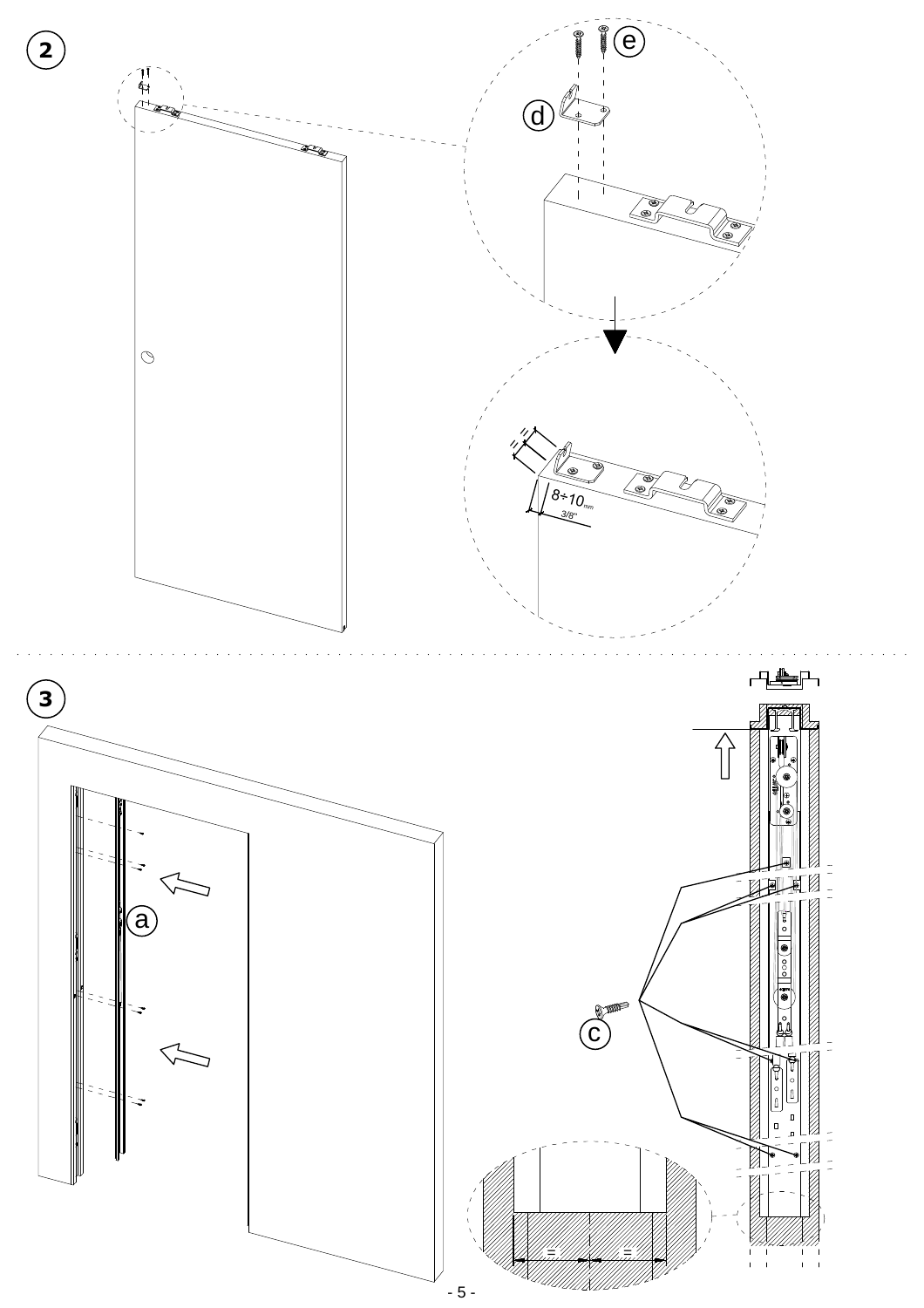**2**

e

d

8÷10mm

3/8"

**3**

a

c

=

=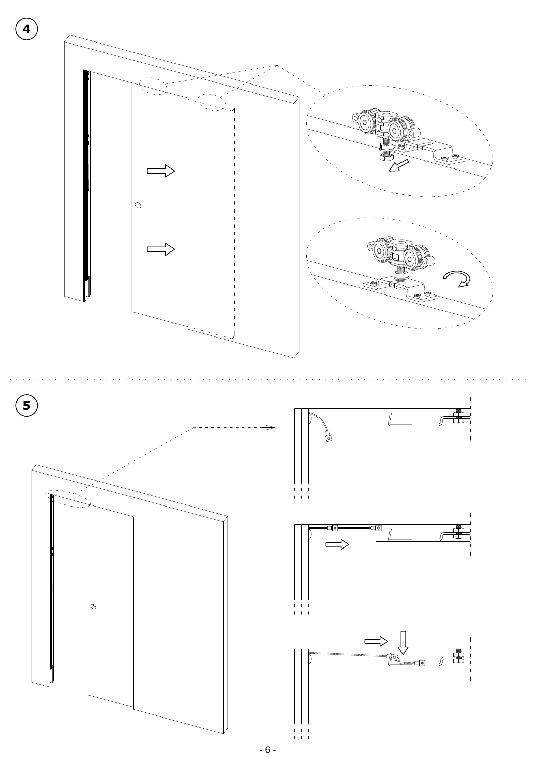4

5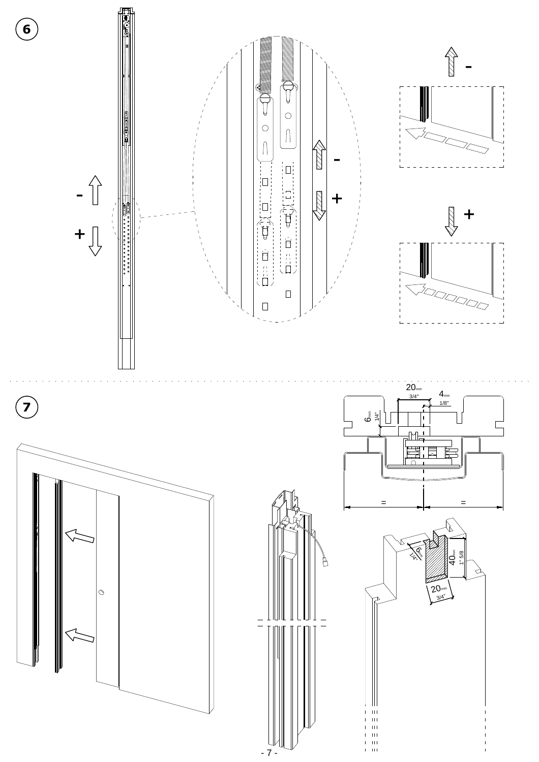6

\-

\+

\-

\+

\-

\+

7

20mm 3/4"

4mm 1/8"

6mm 1/4"

=

=

6mm 1/4"

40mm 1" 5/8

20mm 3/4"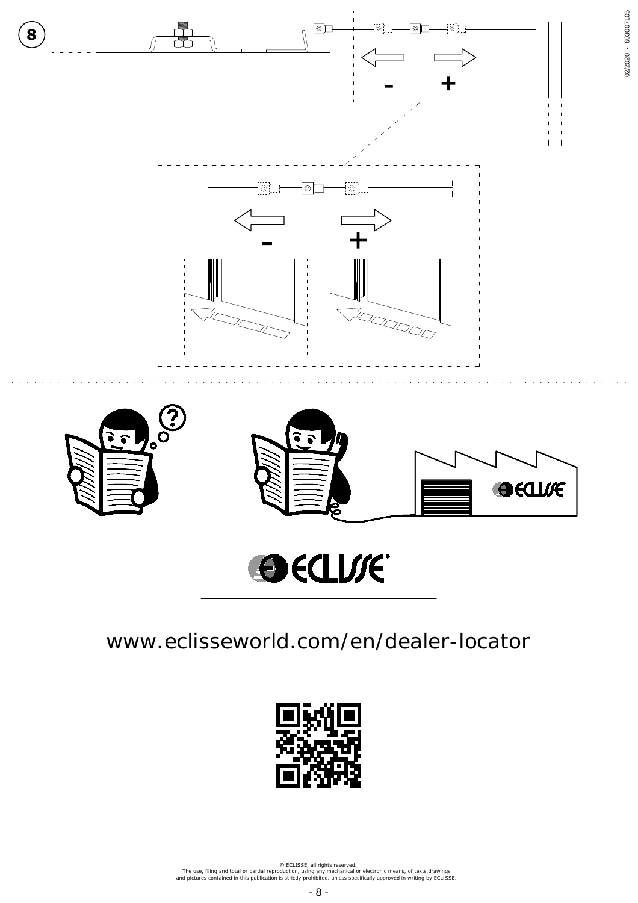**8**

-    +

-    +

www.eclisseworld.com/en/dealer-locator

© ECLISSE, all rights reserved.
The use, filing and total or partial reproduction, using any mechanical or electronic means, of texts,drawings and pictures contained in this publication is strictly prohibited, unless specifically approved in writing by ECLISSE.